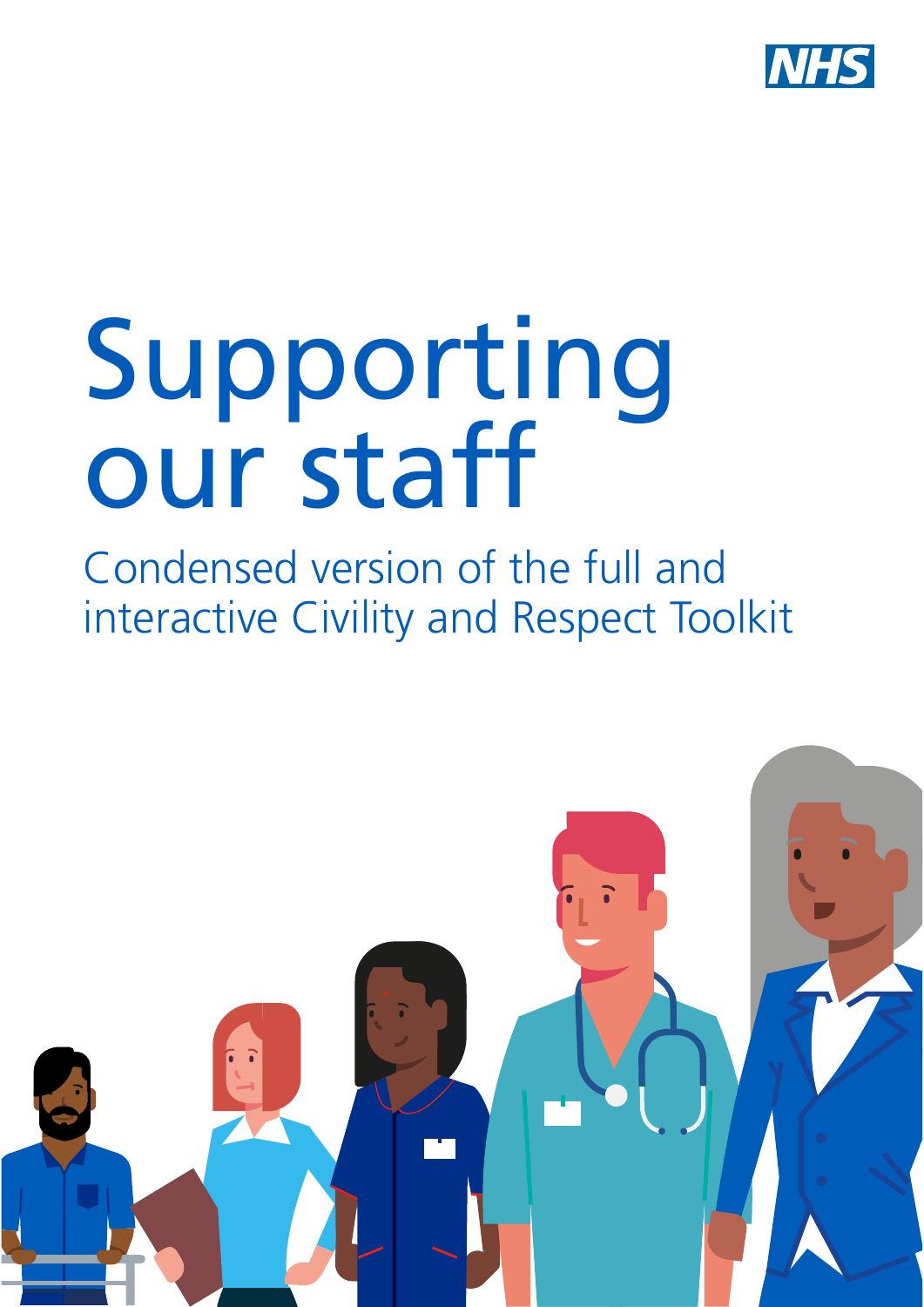NHS

# Supporting our staff

## Condensed version of the full and interactive Civility and Respect Toolkit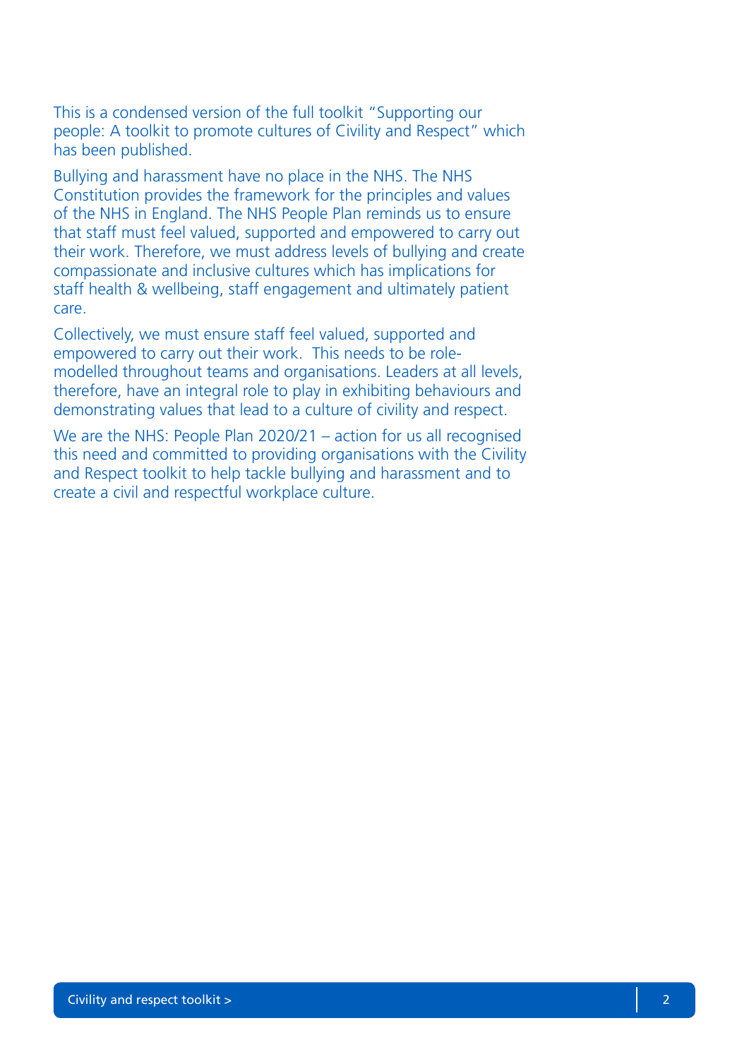This is a condensed version of the full toolkit "Supporting our people: A toolkit to promote cultures of Civility and Respect" which has been published.

Bullying and harassment have no place in the NHS. The NHS Constitution provides the framework for the principles and values of the NHS in England. The NHS People Plan reminds us to ensure that staff must feel valued, supported and empowered to carry out their work. Therefore, we must address levels of bullying and create compassionate and inclusive cultures which has implications for staff health & wellbeing, staff engagement and ultimately patient care.

Collectively, we must ensure staff feel valued, supported and empowered to carry out their work. This needs to be role-modelled throughout teams and organisations. Leaders at all levels, therefore, have an integral role to play in exhibiting behaviours and demonstrating values that lead to a culture of civility and respect.

We are the NHS: People Plan 2020/21 – action for us all recognised this need and committed to providing organisations with the Civility and Respect toolkit to help tackle bullying and harassment and to create a civil and respectful workplace culture.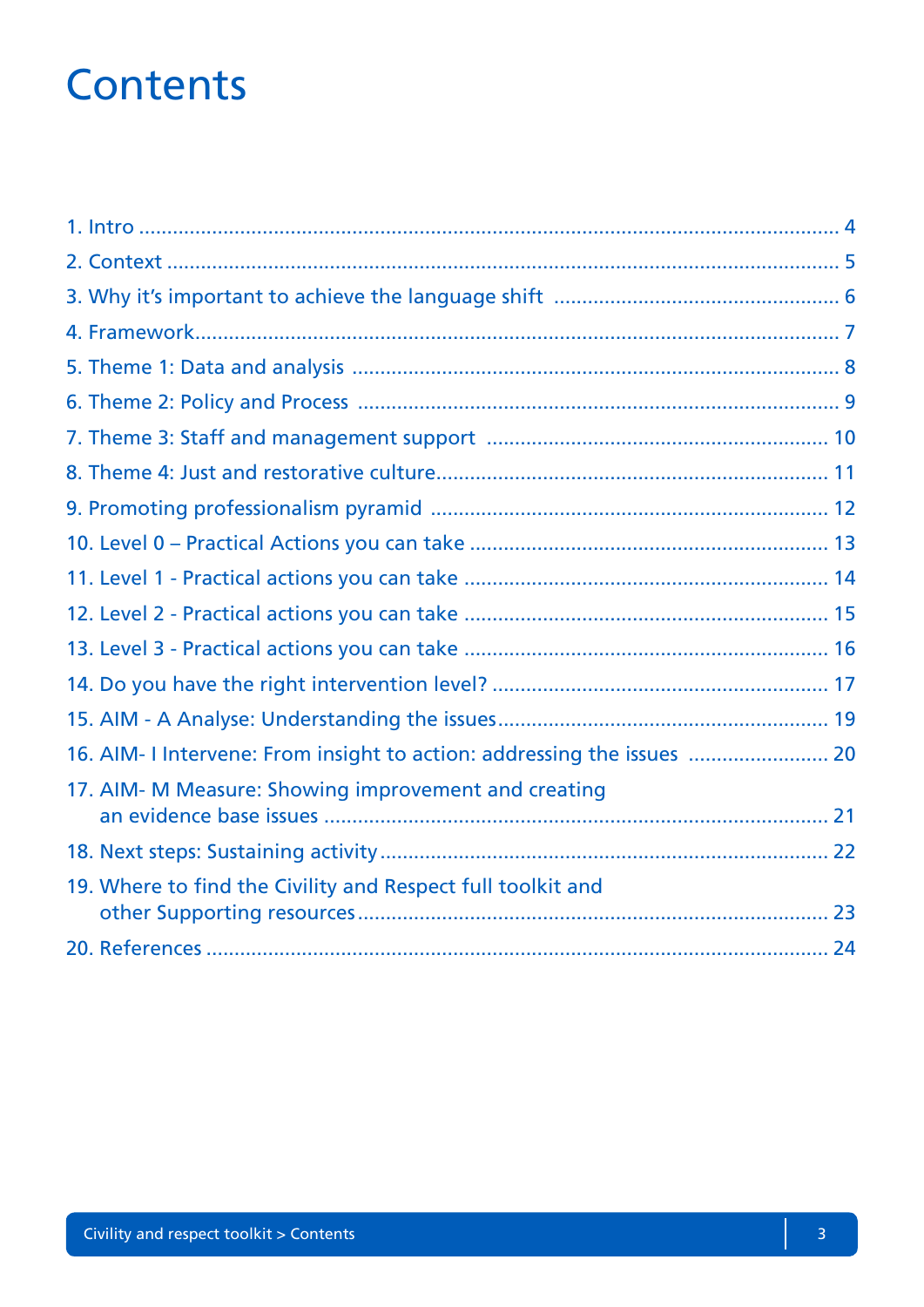# Contents

1. Intro ........................................................................................................................ 4
2. Context .................................................................................................................... 5
3. Why it's important to achieve the language shift ................................................... 6
4. Framework................................................................................................................ 7
5. Theme 1: Data and analysis ...................................................................................... 8
6. Theme 2: Policy and Process ..................................................................................... 9
7. Theme 3: Staff and management support ............................................................. 10
8. Theme 4: Just and restorative culture.................................................................... 11
9. Promoting professionalism pyramid ..................................................................... 12
10. Level 0 – Practical Actions you can take .............................................................. 13
11. Level 1 - Practical actions you can take ............................................................... 14
12. Level 2 - Practical actions you can take ............................................................... 15
13. Level 3 - Practical actions you can take ............................................................... 16
14. Do you have the right intervention level? ........................................................... 17
15. AIM - A Analyse: Understanding the issues......................................................... 19
16. AIM- I Intervene: From insight to action: addressing the issues ........................ 20
17. AIM- M Measure: Showing improvement and creating an evidence base issues ........................................................................................ 21
18. Next steps: Sustaining activity............................................................................. 22
19. Where to find the Civility and Respect full toolkit and other Supporting resources.................................................................................. 23
20. References ............................................................................................................ 24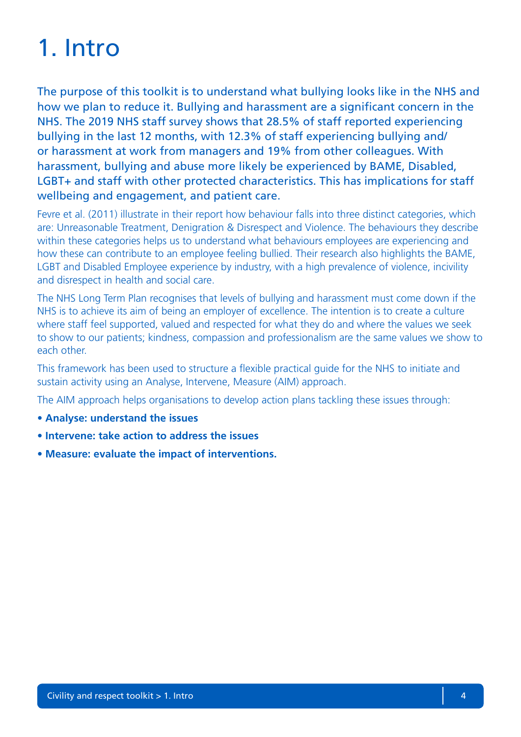# 1. Intro

The purpose of this toolkit is to understand what bullying looks like in the NHS and how we plan to reduce it. Bullying and harassment are a significant concern in the NHS. The 2019 NHS staff survey shows that 28.5% of staff reported experiencing bullying in the last 12 months, with 12.3% of staff experiencing bullying and/or harassment at work from managers and 19% from other colleagues. With harassment, bullying and abuse more likely be experienced by BAME, Disabled, LGBT+ and staff with other protected characteristics. This has implications for staff wellbeing and engagement, and patient care.

Fevre et al. (2011) illustrate in their report how behaviour falls into three distinct categories, which are: Unreasonable Treatment, Denigration & Disrespect and Violence. The behaviours they describe within these categories helps us to understand what behaviours employees are experiencing and how these can contribute to an employee feeling bullied. Their research also highlights the BAME, LGBT and Disabled Employee experience by industry, with a high prevalence of violence, incivility and disrespect in health and social care.

The NHS Long Term Plan recognises that levels of bullying and harassment must come down if the NHS is to achieve its aim of being an employer of excellence. The intention is to create a culture where staff feel supported, valued and respected for what they do and where the values we seek to show to our patients; kindness, compassion and professionalism are the same values we show to each other.

This framework has been used to structure a flexible practical guide for the NHS to initiate and sustain activity using an Analyse, Intervene, Measure (AIM) approach.

The AIM approach helps organisations to develop action plans tackling these issues through:

- **Analyse: understand the issues**
- **Intervene: take action to address the issues**
- **Measure: evaluate the impact of interventions.**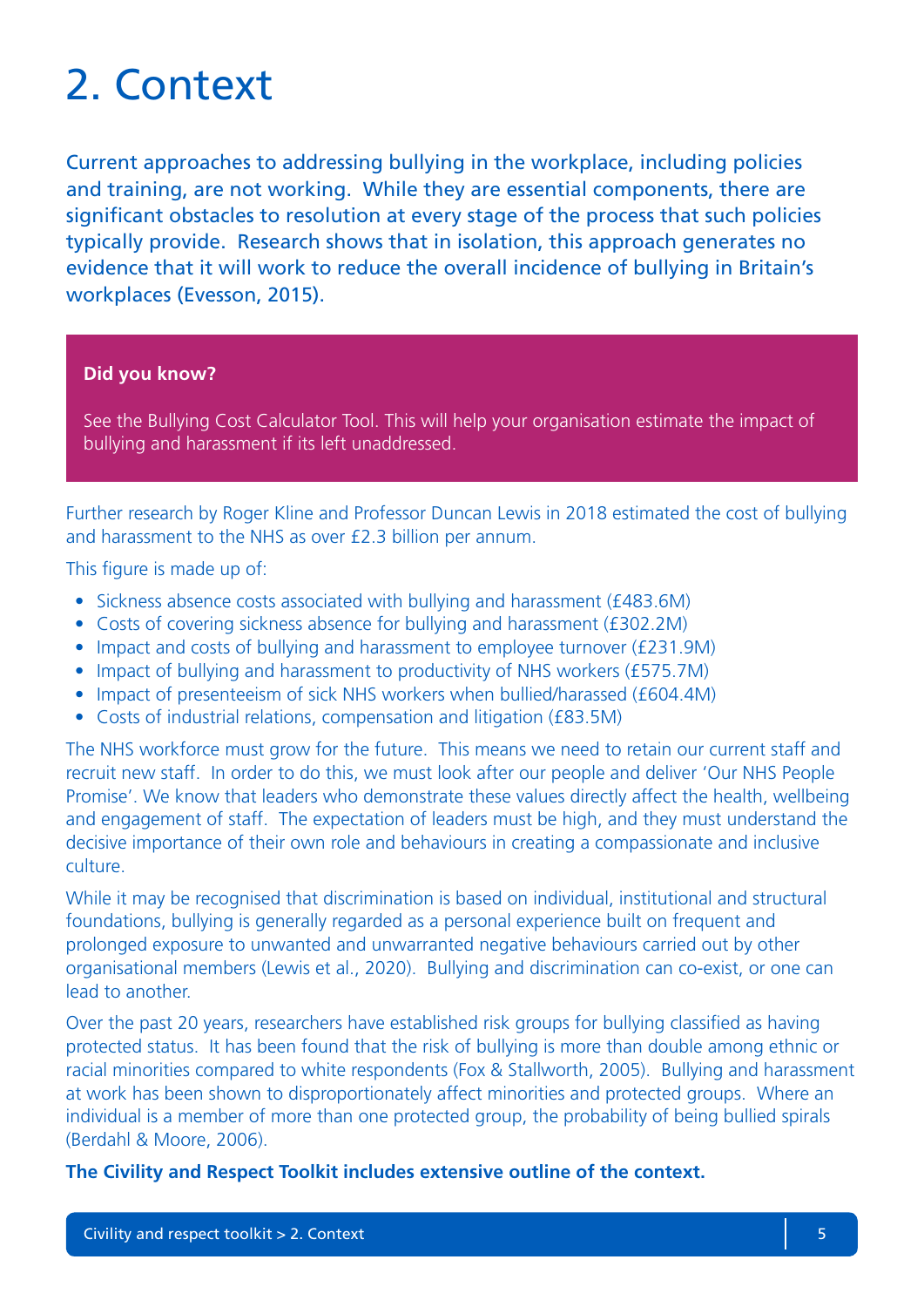# 2. Context

Current approaches to addressing bullying in the workplace, including policies and training, are not working. While they are essential components, there are significant obstacles to resolution at every stage of the process that such policies typically provide. Research shows that in isolation, this approach generates no evidence that it will work to reduce the overall incidence of bullying in Britain's workplaces (Evesson, 2015).

**Did you know?**

See the Bullying Cost Calculator Tool. This will help your organisation estimate the impact of bullying and harassment if its left unaddressed.

Further research by Roger Kline and Professor Duncan Lewis in 2018 estimated the cost of bullying and harassment to the NHS as over £2.3 billion per annum.

This figure is made up of:

- Sickness absence costs associated with bullying and harassment (£483.6M)
- Costs of covering sickness absence for bullying and harassment (£302.2M)
- Impact and costs of bullying and harassment to employee turnover (£231.9M)
- Impact of bullying and harassment to productivity of NHS workers (£575.7M)
- Impact of presenteeism of sick NHS workers when bullied/harassed (£604.4M)
- Costs of industrial relations, compensation and litigation (£83.5M)

The NHS workforce must grow for the future. This means we need to retain our current staff and recruit new staff. In order to do this, we must look after our people and deliver 'Our NHS People Promise'. We know that leaders who demonstrate these values directly affect the health, wellbeing and engagement of staff. The expectation of leaders must be high, and they must understand the decisive importance of their own role and behaviours in creating a compassionate and inclusive culture.

While it may be recognised that discrimination is based on individual, institutional and structural foundations, bullying is generally regarded as a personal experience built on frequent and prolonged exposure to unwanted and unwarranted negative behaviours carried out by other organisational members (Lewis et al., 2020). Bullying and discrimination can co-exist, or one can lead to another.

Over the past 20 years, researchers have established risk groups for bullying classified as having protected status. It has been found that the risk of bullying is more than double among ethnic or racial minorities compared to white respondents (Fox & Stallworth, 2005). Bullying and harassment at work has been shown to disproportionately affect minorities and protected groups. Where an individual is a member of more than one protected group, the probability of being bullied spirals (Berdahl & Moore, 2006).

**The Civility and Respect Toolkit includes extensive outline of the context.**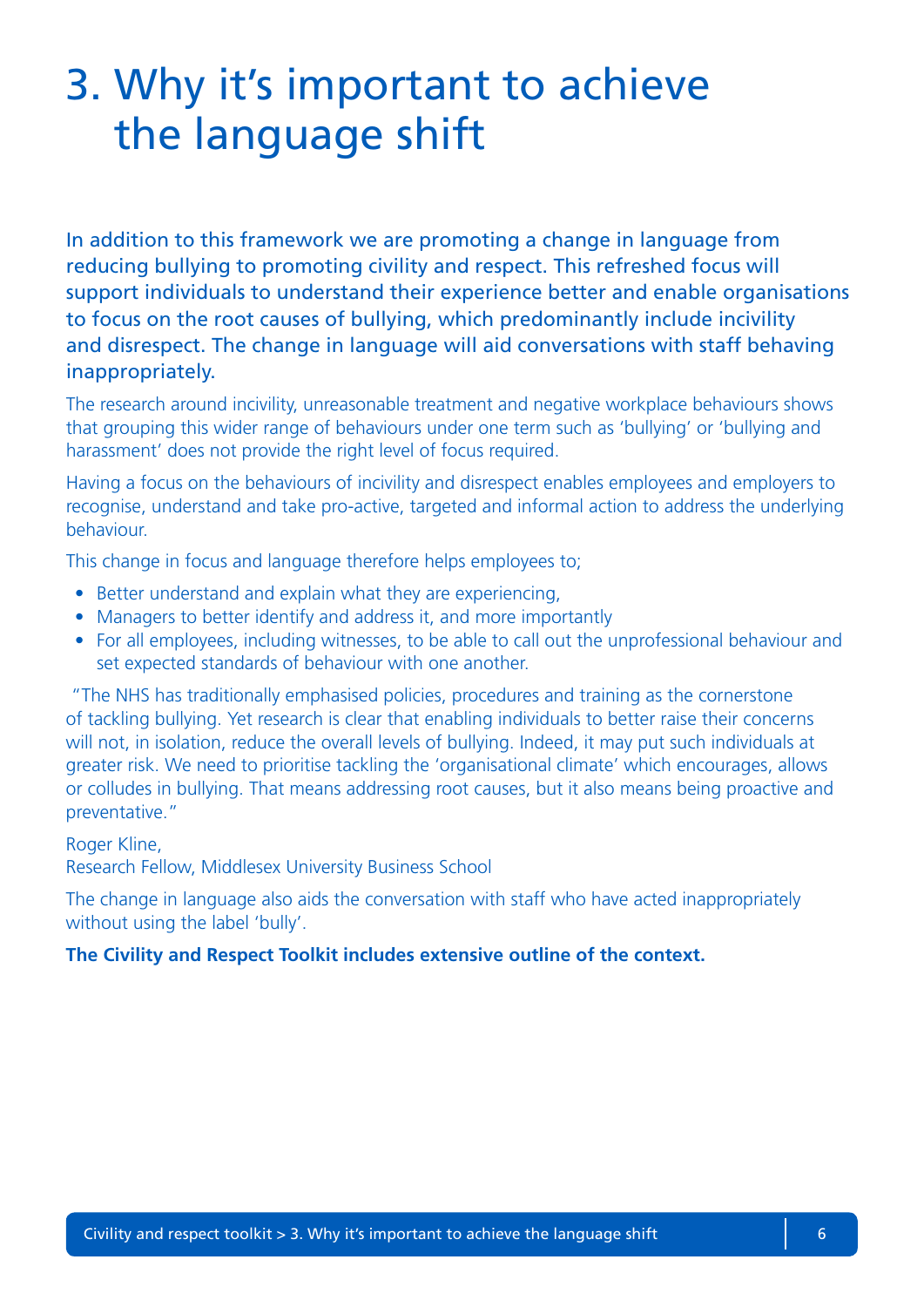# 3. Why it's important to achieve the language shift

In addition to this framework we are promoting a change in language from reducing bullying to promoting civility and respect. This refreshed focus will support individuals to understand their experience better and enable organisations to focus on the root causes of bullying, which predominantly include incivility and disrespect. The change in language will aid conversations with staff behaving inappropriately.

The research around incivility, unreasonable treatment and negative workplace behaviours shows that grouping this wider range of behaviours under one term such as 'bullying' or 'bullying and harassment' does not provide the right level of focus required.

Having a focus on the behaviours of incivility and disrespect enables employees and employers to recognise, understand and take pro-active, targeted and informal action to address the underlying behaviour.

This change in focus and language therefore helps employees to;

- Better understand and explain what they are experiencing,
- Managers to better identify and address it, and more importantly
- For all employees, including witnesses, to be able to call out the unprofessional behaviour and set expected standards of behaviour with one another.

"The NHS has traditionally emphasised policies, procedures and training as the cornerstone of tackling bullying. Yet research is clear that enabling individuals to better raise their concerns will not, in isolation, reduce the overall levels of bullying. Indeed, it may put such individuals at greater risk. We need to prioritise tackling the 'organisational climate' which encourages, allows or colludes in bullying. That means addressing root causes, but it also means being proactive and preventative."

Roger Kline,
Research Fellow, Middlesex University Business School

The change in language also aids the conversation with staff who have acted inappropriately without using the label 'bully'.

**The Civility and Respect Toolkit includes extensive outline of the context.**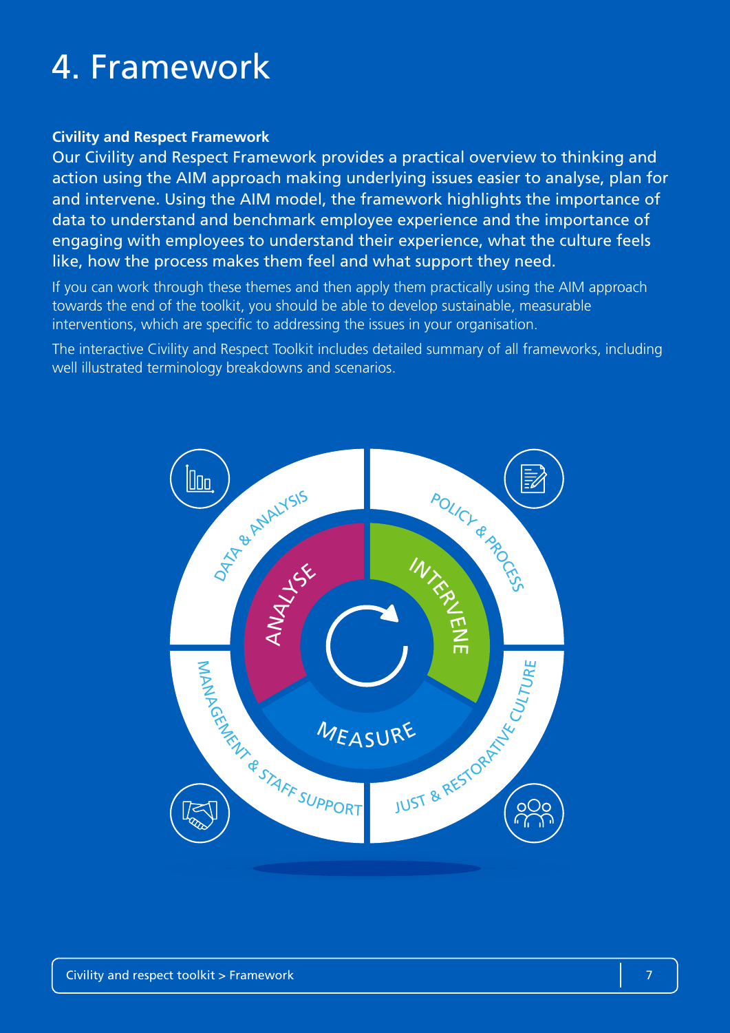# 4. Framework

**Civility and Respect Framework**

Our Civility and Respect Framework provides a practical overview to thinking and action using the AIM approach making underlying issues easier to analyse, plan for and intervene. Using the AIM model, the framework highlights the importance of data to understand and benchmark employee experience and the importance of engaging with employees to understand their experience, what the culture feels like, how the process makes them feel and what support they need.

If you can work through these themes and then apply them practically using the AIM approach towards the end of the toolkit, you should be able to develop sustainable, measurable interventions, which are specific to addressing the issues in your organisation.

The interactive Civility and Respect Toolkit includes detailed summary of all frameworks, including well illustrated terminology breakdowns and scenarios.

DATA & ANALYSIS

POLICY & PROCESS

ANALYSE

INTERVENE

MEASURE

MANAGEMENT & STAFF SUPPORT

JUST & RESTORATIVE CULTURE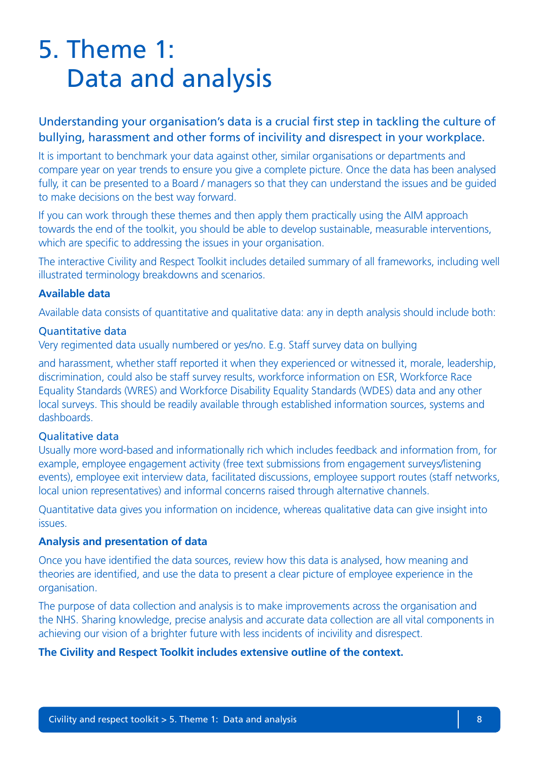# 5. Theme 1: Data and analysis

**Understanding your organisation's data is a crucial first step in tackling the culture of bullying, harassment and other forms of incivility and disrespect in your workplace.**

It is important to benchmark your data against other, similar organisations or departments and compare year on year trends to ensure you give a complete picture. Once the data has been analysed fully, it can be presented to a Board / managers so that they can understand the issues and be guided to make decisions on the best way forward.

If you can work through these themes and then apply them practically using the AIM approach towards the end of the toolkit, you should be able to develop sustainable, measurable interventions, which are specific to addressing the issues in your organisation.

The interactive Civility and Respect Toolkit includes detailed summary of all frameworks, including well illustrated terminology breakdowns and scenarios.

**Available data**

Available data consists of quantitative and qualitative data: any in depth analysis should include both:

### Quantitative data

Very regimented data usually numbered or yes/no. E.g. Staff survey data on bullying

and harassment, whether staff reported it when they experienced or witnessed it, morale, leadership, discrimination, could also be staff survey results, workforce information on ESR, Workforce Race Equality Standards (WRES) and Workforce Disability Equality Standards (WDES) data and any other local surveys. This should be readily available through established information sources, systems and dashboards.

### Qualitative data

Usually more word-based and informationally rich which includes feedback and information from, for example, employee engagement activity (free text submissions from engagement surveys/listening events), employee exit interview data, facilitated discussions, employee support routes (staff networks, local union representatives) and informal concerns raised through alternative channels.

Quantitative data gives you information on incidence, whereas qualitative data can give insight into issues.

**Analysis and presentation of data**

Once you have identified the data sources, review how this data is analysed, how meaning and theories are identified, and use the data to present a clear picture of employee experience in the organisation.

The purpose of data collection and analysis is to make improvements across the organisation and the NHS. Sharing knowledge, precise analysis and accurate data collection are all vital components in achieving our vision of a brighter future with less incidents of incivility and disrespect.

**The Civility and Respect Toolkit includes extensive outline of the context.**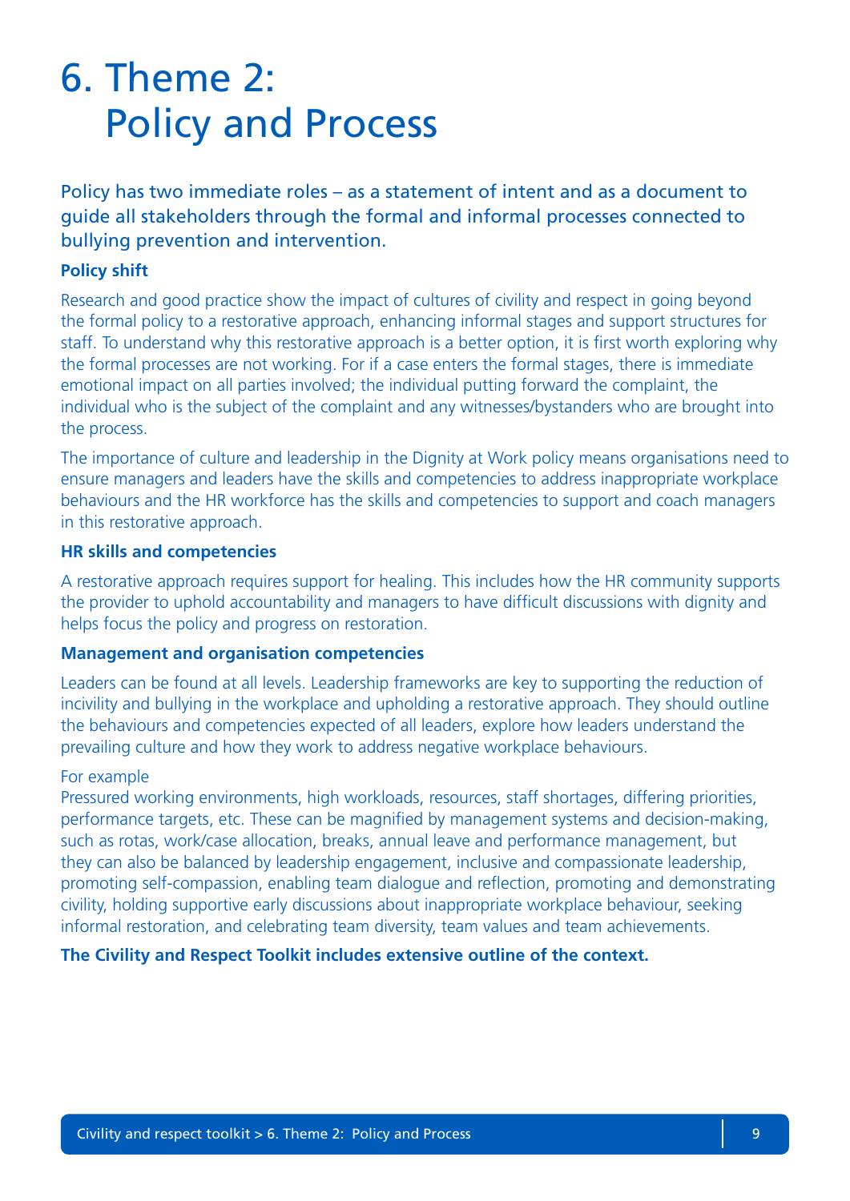# 6. Theme 2: Policy and Process

Policy has two immediate roles – as a statement of intent and as a document to guide all stakeholders through the formal and informal processes connected to bullying prevention and intervention.

**Policy shift**

Research and good practice show the impact of cultures of civility and respect in going beyond the formal policy to a restorative approach, enhancing informal stages and support structures for staff. To understand why this restorative approach is a better option, it is first worth exploring why the formal processes are not working. For if a case enters the formal stages, there is immediate emotional impact on all parties involved; the individual putting forward the complaint, the individual who is the subject of the complaint and any witnesses/bystanders who are brought into the process.

The importance of culture and leadership in the Dignity at Work policy means organisations need to ensure managers and leaders have the skills and competencies to address inappropriate workplace behaviours and the HR workforce has the skills and competencies to support and coach managers in this restorative approach.

**HR skills and competencies**

A restorative approach requires support for healing. This includes how the HR community supports the provider to uphold accountability and managers to have difficult discussions with dignity and helps focus the policy and progress on restoration.

**Management and organisation competencies**

Leaders can be found at all levels. Leadership frameworks are key to supporting the reduction of incivility and bullying in the workplace and upholding a restorative approach. They should outline the behaviours and competencies expected of all leaders, explore how leaders understand the prevailing culture and how they work to address negative workplace behaviours.

For example
Pressured working environments, high workloads, resources, staff shortages, differing priorities, performance targets, etc. These can be magnified by management systems and decision-making, such as rotas, work/case allocation, breaks, annual leave and performance management, but they can also be balanced by leadership engagement, inclusive and compassionate leadership, promoting self-compassion, enabling team dialogue and reflection, promoting and demonstrating civility, holding supportive early discussions about inappropriate workplace behaviour, seeking informal restoration, and celebrating team diversity, team values and team achievements.

**The Civility and Respect Toolkit includes extensive outline of the context.**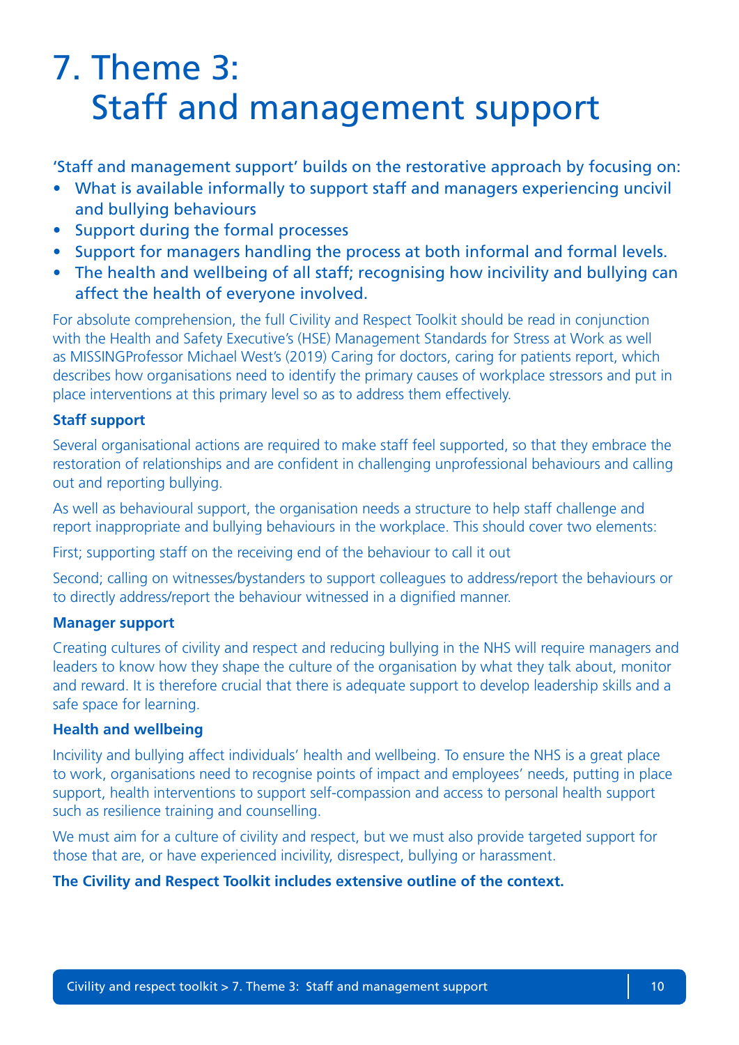# 7. Theme 3: Staff and management support

'Staff and management support' builds on the restorative approach by focusing on:

- What is available informally to support staff and managers experiencing uncivil and bullying behaviours
- Support during the formal processes
- Support for managers handling the process at both informal and formal levels.
- The health and wellbeing of all staff; recognising how incivility and bullying can affect the health of everyone involved.

For absolute comprehension, the full Civility and Respect Toolkit should be read in conjunction with the Health and Safety Executive's (HSE) Management Standards for Stress at Work as well as MISSINGProfessor Michael West's (2019) Caring for doctors, caring for patients report, which describes how organisations need to identify the primary causes of workplace stressors and put in place interventions at this primary level so as to address them effectively.

**Staff support**

Several organisational actions are required to make staff feel supported, so that they embrace the restoration of relationships and are confident in challenging unprofessional behaviours and calling out and reporting bullying.

As well as behavioural support, the organisation needs a structure to help staff challenge and report inappropriate and bullying behaviours in the workplace. This should cover two elements:

First; supporting staff on the receiving end of the behaviour to call it out

Second; calling on witnesses/bystanders to support colleagues to address/report the behaviours or to directly address/report the behaviour witnessed in a dignified manner.

**Manager support**

Creating cultures of civility and respect and reducing bullying in the NHS will require managers and leaders to know how they shape the culture of the organisation by what they talk about, monitor and reward. It is therefore crucial that there is adequate support to develop leadership skills and a safe space for learning.

**Health and wellbeing**

Incivility and bullying affect individuals' health and wellbeing. To ensure the NHS is a great place to work, organisations need to recognise points of impact and employees' needs, putting in place support, health interventions to support self-compassion and access to personal health support such as resilience training and counselling.

We must aim for a culture of civility and respect, but we must also provide targeted support for those that are, or have experienced incivility, disrespect, bullying or harassment.

**The Civility and Respect Toolkit includes extensive outline of the context.**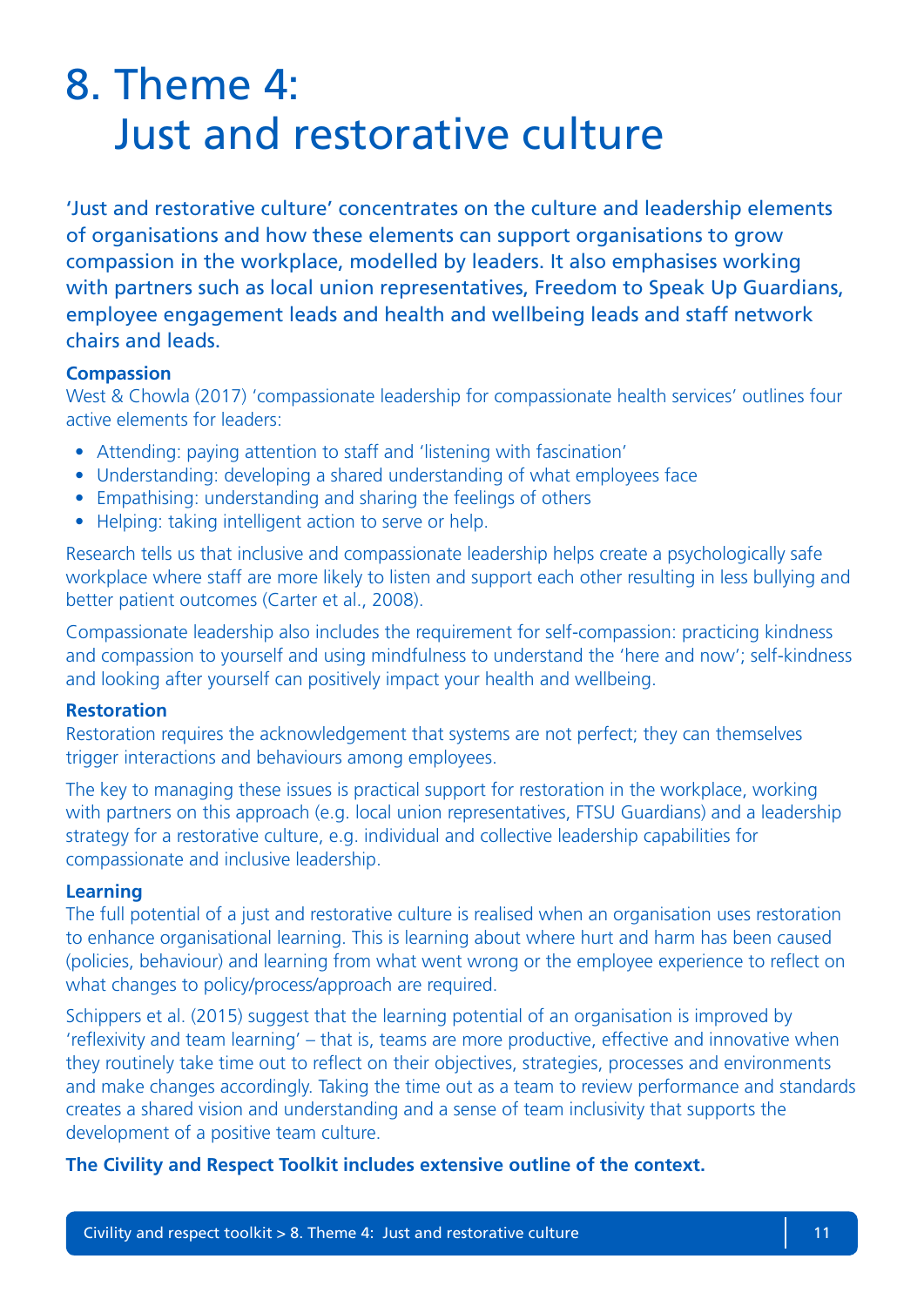# 8. Theme 4: Just and restorative culture

'Just and restorative culture' concentrates on the culture and leadership elements of organisations and how these elements can support organisations to grow compassion in the workplace, modelled by leaders. It also emphasises working with partners such as local union representatives, Freedom to Speak Up Guardians, employee engagement leads and health and wellbeing leads and staff network chairs and leads.

**Compassion**

West & Chowla (2017) 'compassionate leadership for compassionate health services' outlines four active elements for leaders:

- Attending: paying attention to staff and 'listening with fascination'
- Understanding: developing a shared understanding of what employees face
- Empathising: understanding and sharing the feelings of others
- Helping: taking intelligent action to serve or help.

Research tells us that inclusive and compassionate leadership helps create a psychologically safe workplace where staff are more likely to listen and support each other resulting in less bullying and better patient outcomes (Carter et al., 2008).

Compassionate leadership also includes the requirement for self-compassion: practicing kindness and compassion to yourself and using mindfulness to understand the 'here and now'; self-kindness and looking after yourself can positively impact your health and wellbeing.

**Restoration**

Restoration requires the acknowledgement that systems are not perfect; they can themselves trigger interactions and behaviours among employees.

The key to managing these issues is practical support for restoration in the workplace, working with partners on this approach (e.g. local union representatives, FTSU Guardians) and a leadership strategy for a restorative culture, e.g. individual and collective leadership capabilities for compassionate and inclusive leadership.

**Learning**

The full potential of a just and restorative culture is realised when an organisation uses restoration to enhance organisational learning. This is learning about where hurt and harm has been caused (policies, behaviour) and learning from what went wrong or the employee experience to reflect on what changes to policy/process/approach are required.

Schippers et al. (2015) suggest that the learning potential of an organisation is improved by 'reflexivity and team learning' – that is, teams are more productive, effective and innovative when they routinely take time out to reflect on their objectives, strategies, processes and environments and make changes accordingly. Taking the time out as a team to review performance and standards creates a shared vision and understanding and a sense of team inclusivity that supports the development of a positive team culture.

**The Civility and Respect Toolkit includes extensive outline of the context.**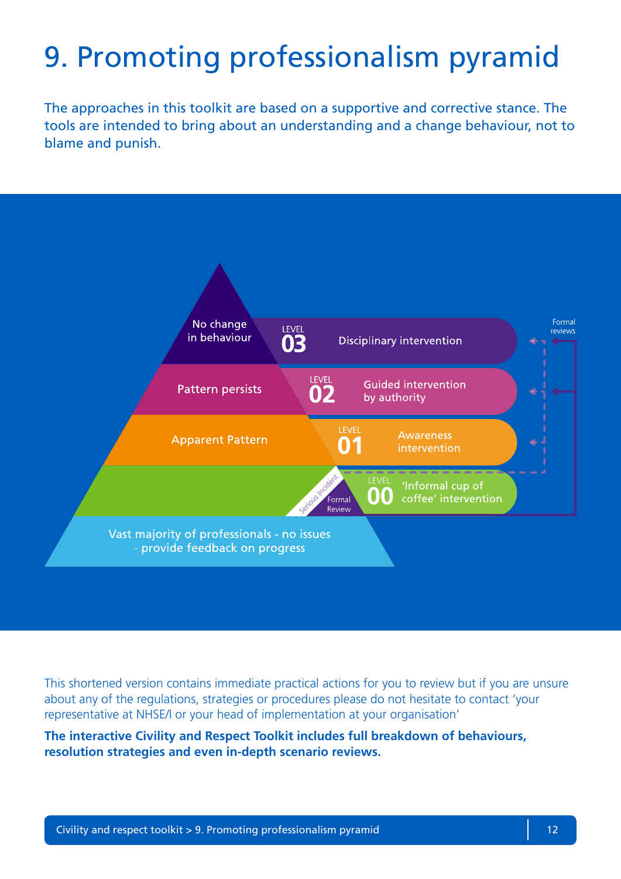# 9. Promoting professionalism pyramid

The approaches in this toolkit are based on a supportive and corrective stance. The tools are intended to bring about an understanding and a change behaviour, not to blame and punish.

No change in behaviour

LEVEL 03 Disciplinary intervention

Pattern persists

LEVEL 02 Guided intervention by authority

Apparent Pattern

LEVEL 01 Awareness intervention

Serious Incident

Formal Review

LEVEL 00 'Informal cup of coffee' intervention

Formal reviews

Vast majority of professionals - no issues - provide feedback on progress

This shortened version contains immediate practical actions for you to review but if you are unsure about any of the regulations, strategies or procedures please do not hesitate to contact 'your representative at NHSE/I or your head of implementation at your organisation'

**The interactive Civility and Respect Toolkit includes full breakdown of behaviours, resolution strategies and even in-depth scenario reviews.**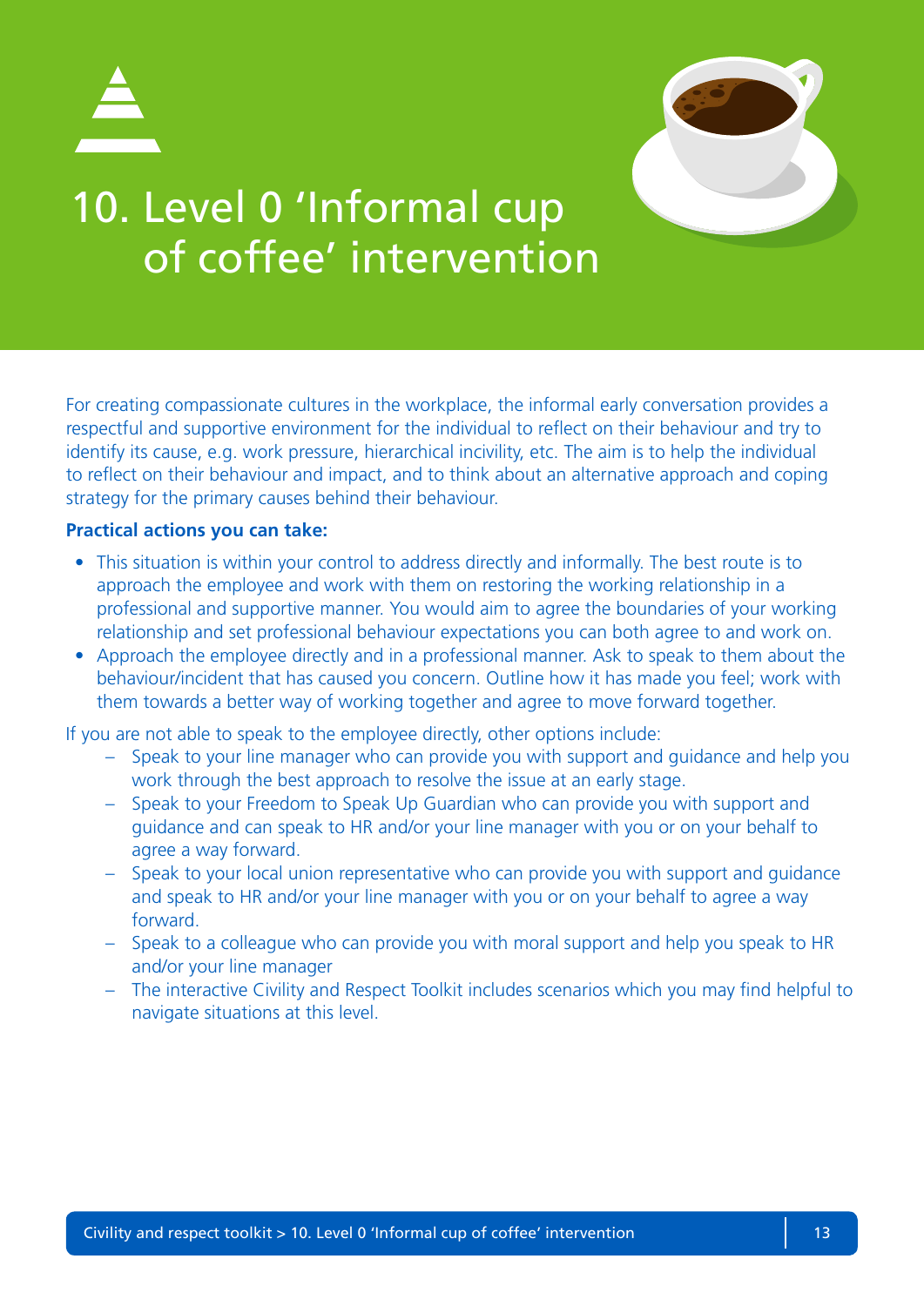# 10. Level 0 'Informal cup of coffee' intervention

For creating compassionate cultures in the workplace, the informal early conversation provides a respectful and supportive environment for the individual to reflect on their behaviour and try to identify its cause, e.g. work pressure, hierarchical incivility, etc. The aim is to help the individual to reflect on their behaviour and impact, and to think about an alternative approach and coping strategy for the primary causes behind their behaviour.

**Practical actions you can take:**

- This situation is within your control to address directly and informally. The best route is to approach the employee and work with them on restoring the working relationship in a professional and supportive manner. You would aim to agree the boundaries of your working relationship and set professional behaviour expectations you can both agree to and work on.
- Approach the employee directly and in a professional manner. Ask to speak to them about the behaviour/incident that has caused you concern. Outline how it has made you feel; work with them towards a better way of working together and agree to move forward together.

If you are not able to speak to the employee directly, other options include:

- Speak to your line manager who can provide you with support and guidance and help you work through the best approach to resolve the issue at an early stage.
- Speak to your Freedom to Speak Up Guardian who can provide you with support and guidance and can speak to HR and/or your line manager with you or on your behalf to agree a way forward.
- Speak to your local union representative who can provide you with support and guidance and speak to HR and/or your line manager with you or on your behalf to agree a way forward.
- Speak to a colleague who can provide you with moral support and help you speak to HR and/or your line manager
- The interactive Civility and Respect Toolkit includes scenarios which you may find helpful to navigate situations at this level.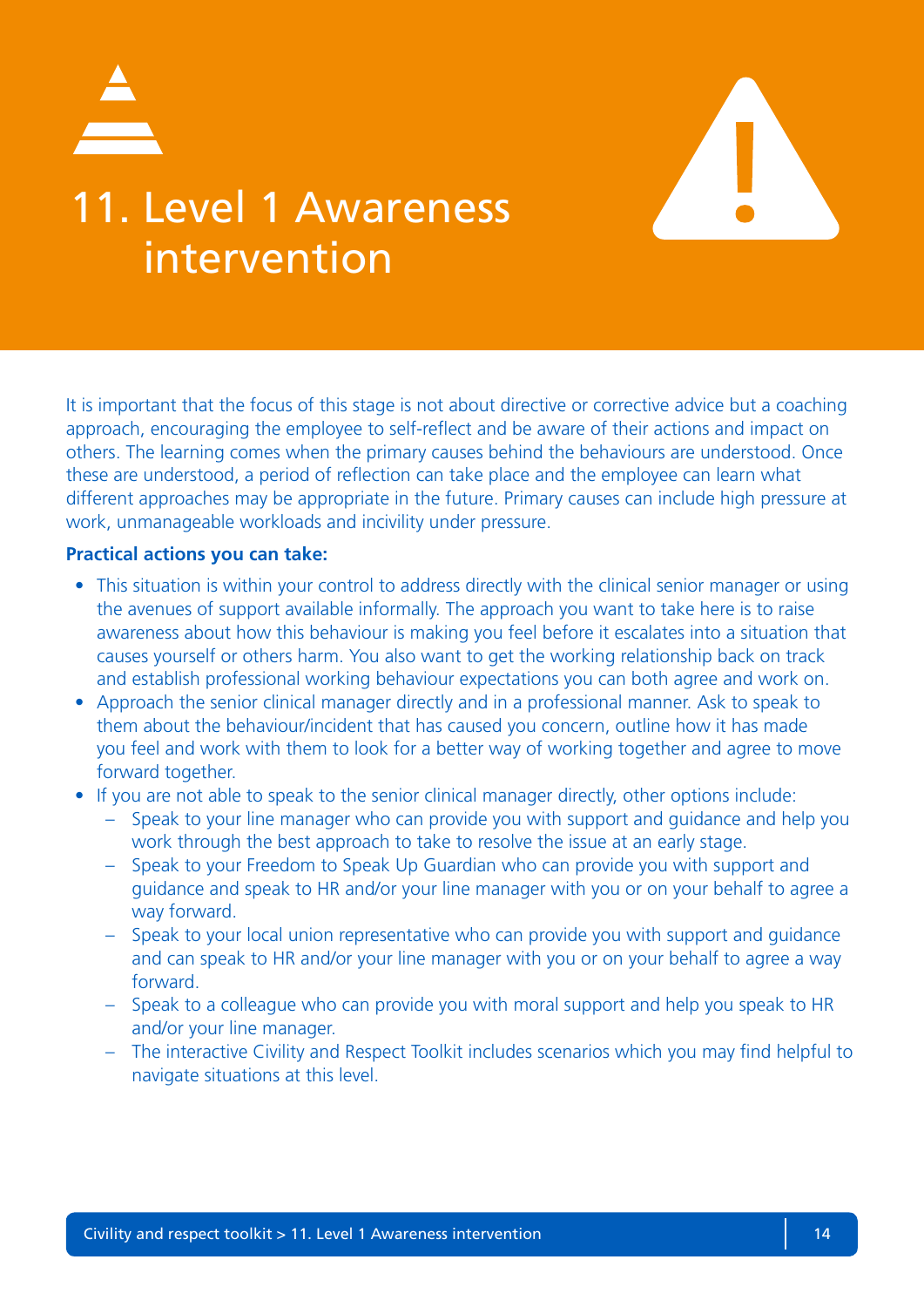# 11. Level 1 Awareness intervention

It is important that the focus of this stage is not about directive or corrective advice but a coaching approach, encouraging the employee to self-reflect and be aware of their actions and impact on others. The learning comes when the primary causes behind the behaviours are understood. Once these are understood, a period of reflection can take place and the employee can learn what different approaches may be appropriate in the future. Primary causes can include high pressure at work, unmanageable workloads and incivility under pressure.

**Practical actions you can take:**

- This situation is within your control to address directly with the clinical senior manager or using the avenues of support available informally. The approach you want to take here is to raise awareness about how this behaviour is making you feel before it escalates into a situation that causes yourself or others harm. You also want to get the working relationship back on track and establish professional working behaviour expectations you can both agree and work on.
- Approach the senior clinical manager directly and in a professional manner. Ask to speak to them about the behaviour/incident that has caused you concern, outline how it has made you feel and work with them to look for a better way of working together and agree to move forward together.
- If you are not able to speak to the senior clinical manager directly, other options include:
  - Speak to your line manager who can provide you with support and guidance and help you work through the best approach to take to resolve the issue at an early stage.
  - Speak to your Freedom to Speak Up Guardian who can provide you with support and guidance and speak to HR and/or your line manager with you or on your behalf to agree a way forward.
  - Speak to your local union representative who can provide you with support and guidance and can speak to HR and/or your line manager with you or on your behalf to agree a way forward.
  - Speak to a colleague who can provide you with moral support and help you speak to HR and/or your line manager.
  - The interactive Civility and Respect Toolkit includes scenarios which you may find helpful to navigate situations at this level.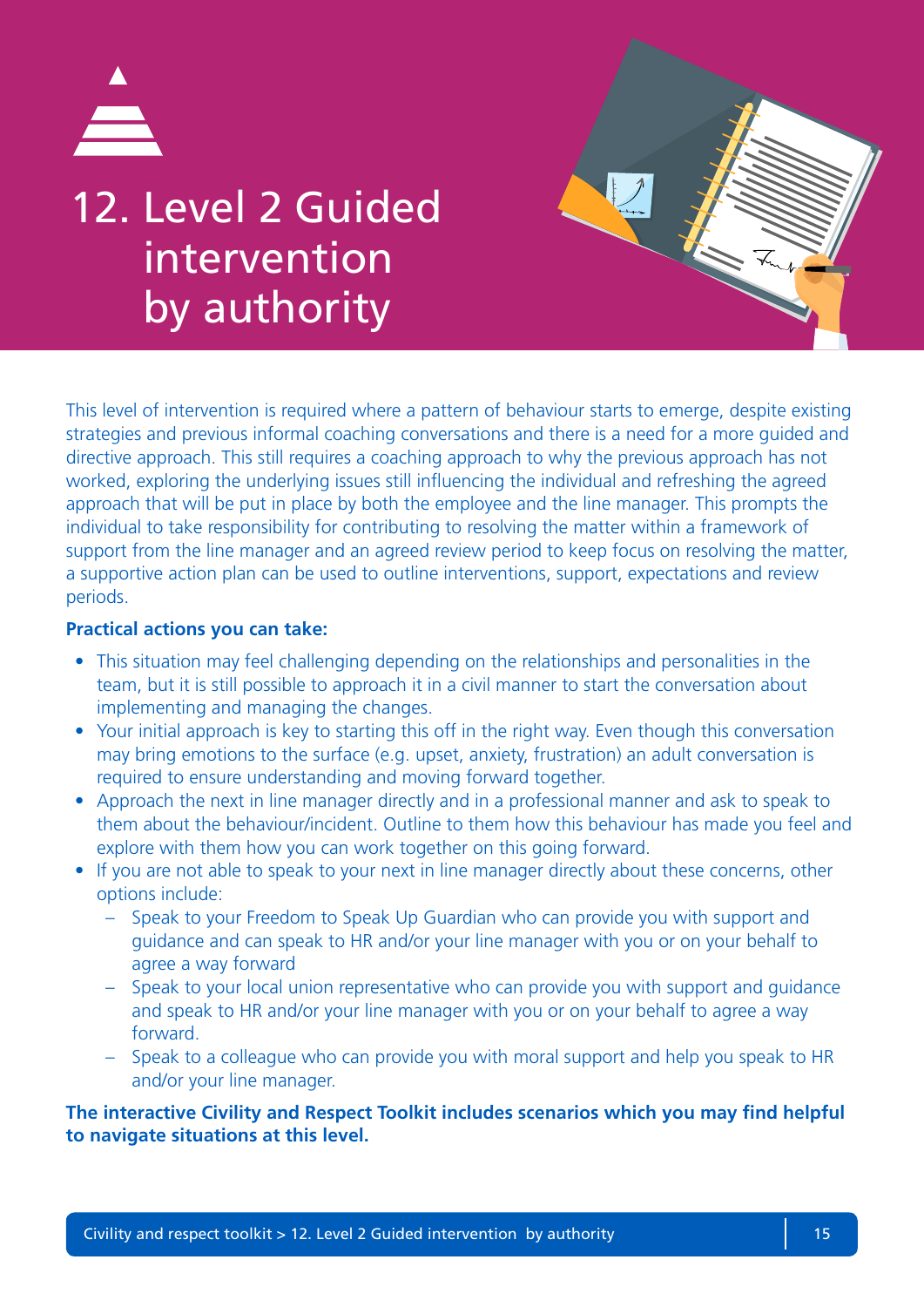# 12. Level 2 Guided intervention by authority

This level of intervention is required where a pattern of behaviour starts to emerge, despite existing strategies and previous informal coaching conversations and there is a need for a more guided and directive approach. This still requires a coaching approach to why the previous approach has not worked, exploring the underlying issues still influencing the individual and refreshing the agreed approach that will be put in place by both the employee and the line manager. This prompts the individual to take responsibility for contributing to resolving the matter within a framework of support from the line manager and an agreed review period to keep focus on resolving the matter, a supportive action plan can be used to outline interventions, support, expectations and review periods.

**Practical actions you can take:**

- This situation may feel challenging depending on the relationships and personalities in the team, but it is still possible to approach it in a civil manner to start the conversation about implementing and managing the changes.
- Your initial approach is key to starting this off in the right way. Even though this conversation may bring emotions to the surface (e.g. upset, anxiety, frustration) an adult conversation is required to ensure understanding and moving forward together.
- Approach the next in line manager directly and in a professional manner and ask to speak to them about the behaviour/incident. Outline to them how this behaviour has made you feel and explore with them how you can work together on this going forward.
- If you are not able to speak to your next in line manager directly about these concerns, other options include:
  - Speak to your Freedom to Speak Up Guardian who can provide you with support and guidance and can speak to HR and/or your line manager with you or on your behalf to agree a way forward
  - Speak to your local union representative who can provide you with support and guidance and speak to HR and/or your line manager with you or on your behalf to agree a way forward.
  - Speak to a colleague who can provide you with moral support and help you speak to HR and/or your line manager.

**The interactive Civility and Respect Toolkit includes scenarios which you may find helpful to navigate situations at this level.**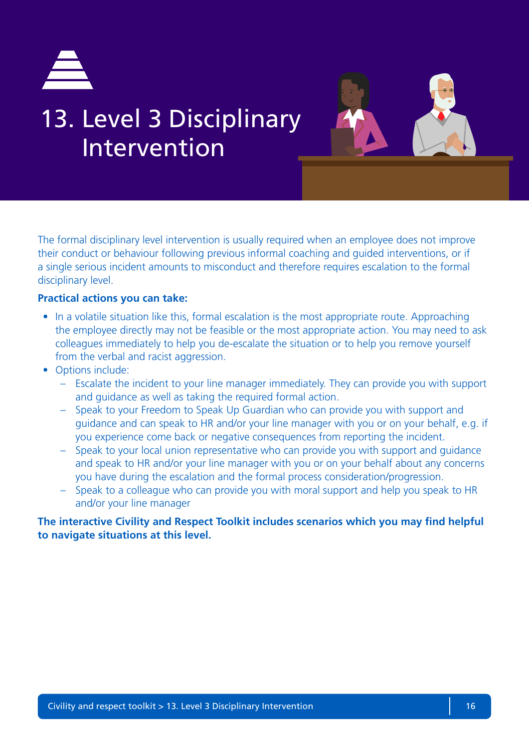# 13. Level 3 Disciplinary Intervention

The formal disciplinary level intervention is usually required when an employee does not improve their conduct or behaviour following previous informal coaching and guided interventions, or if a single serious incident amounts to misconduct and therefore requires escalation to the formal disciplinary level.

**Practical actions you can take:**

- In a volatile situation like this, formal escalation is the most appropriate route. Approaching the employee directly may not be feasible or the most appropriate action. You may need to ask colleagues immediately to help you de-escalate the situation or to help you remove yourself from the verbal and racist aggression.
- Options include:
  - Escalate the incident to your line manager immediately. They can provide you with support and guidance as well as taking the required formal action.
  - Speak to your Freedom to Speak Up Guardian who can provide you with support and guidance and can speak to HR and/or your line manager with you or on your behalf, e.g. if you experience come back or negative consequences from reporting the incident.
  - Speak to your local union representative who can provide you with support and guidance and speak to HR and/or your line manager with you or on your behalf about any concerns you have during the escalation and the formal process consideration/progression.
  - Speak to a colleague who can provide you with moral support and help you speak to HR and/or your line manager

**The interactive Civility and Respect Toolkit includes scenarios which you may find helpful to navigate situations at this level.**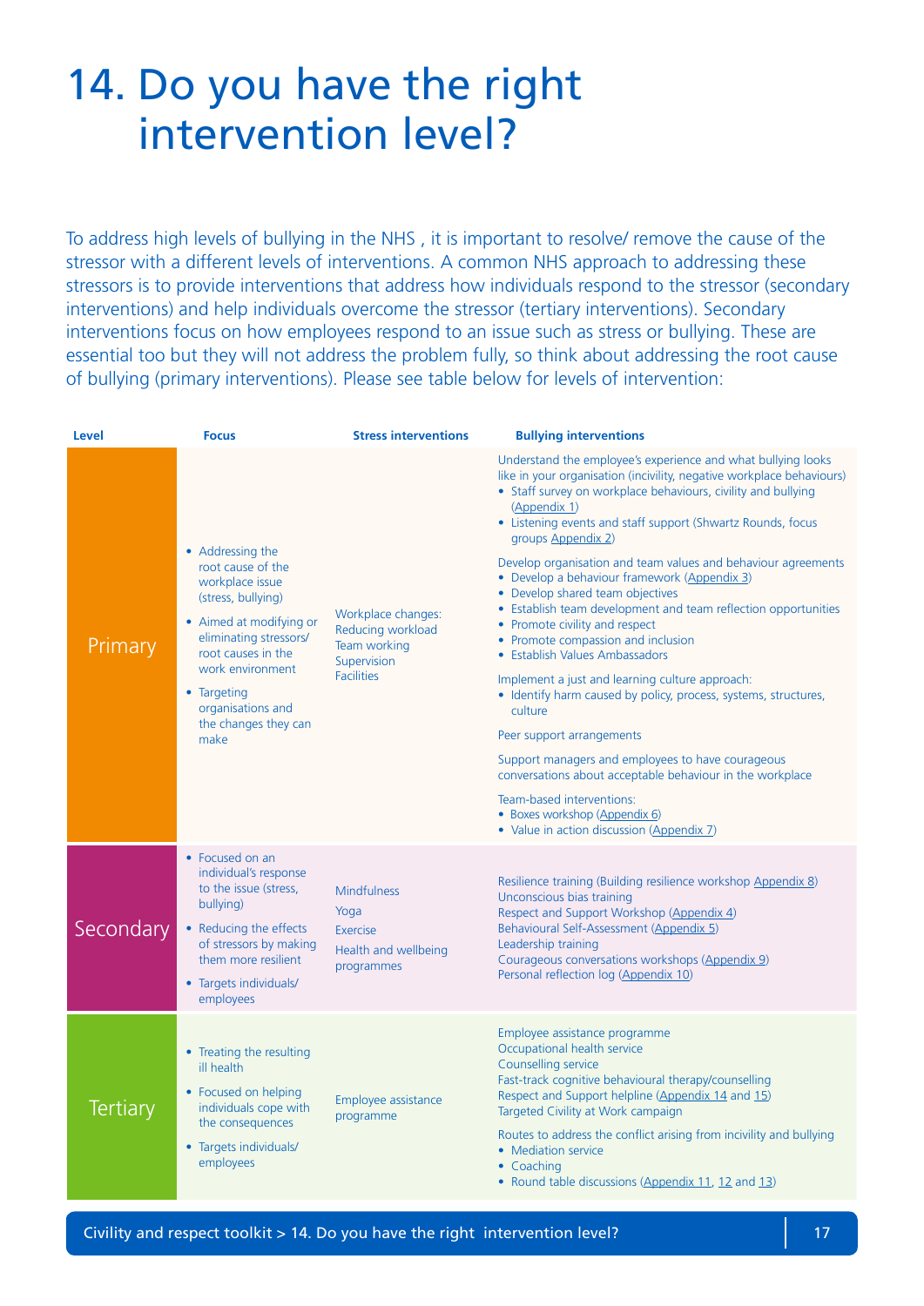# 14. Do you have the right intervention level?

To address high levels of bullying in the NHS , it is important to resolve/ remove the cause of the stressor with a different levels of interventions. A common NHS approach to addressing these stressors is to provide interventions that address how individuals respond to the stressor (secondary interventions) and help individuals overcome the stressor (tertiary interventions). Secondary interventions focus on how employees respond to an issue such as stress or bullying. These are essential too but they will not address the problem fully, so think about addressing the root cause of bullying (primary interventions). Please see table below for levels of intervention:

| Level | Focus | Stress interventions | Bullying interventions |
|---|---|---|---|
| Primary | • Addressing the root cause of the workplace issue (stress, bullying)<br>• Aimed at modifying or eliminating stressors/ root causes in the work environment<br>• Targeting organisations and the changes they can make | Workplace changes:<br>Reducing workload<br>Team working<br>Supervision<br>Facilities | Understand the employee's experience and what bullying looks like in your organisation (incivility, negative workplace behaviours)<br>• Staff survey on workplace behaviours, civility and bullying (Appendix 1)<br>• Listening events and staff support (Shwartz Rounds, focus groups Appendix 2)<br><br>Develop organisation and team values and behaviour agreements<br>• Develop a behaviour framework (Appendix 3)<br>• Develop shared team objectives<br>• Establish team development and team reflection opportunities<br>• Promote civility and respect<br>• Promote compassion and inclusion<br>• Establish Values Ambassadors<br><br>Implement a just and learning culture approach:<br>• Identify harm caused by policy, process, systems, structures, culture<br><br>Peer support arrangements<br><br>Support managers and employees to have courageous conversations about acceptable behaviour in the workplace<br><br>Team-based interventions:<br>• Boxes workshop (Appendix 6)<br>• Value in action discussion (Appendix 7) |
| Secondary | • Focused on an individual's response to the issue (stress, bullying)<br>• Reducing the effects of stressors by making them more resilient<br>• Targets individuals/ employees | Mindfulness<br>Yoga<br>Exercise<br>Health and wellbeing programmes | Resilience training (Building resilience workshop Appendix 8)<br>Unconscious bias training<br>Respect and Support Workshop (Appendix 4)<br>Behavioural Self-Assessment (Appendix 5)<br>Leadership training<br>Courageous conversations workshops (Appendix 9)<br>Personal reflection log (Appendix 10) |
| Tertiary | • Treating the resulting ill health<br>• Focused on helping individuals cope with the consequences<br>• Targets individuals/ employees | Employee assistance programme | Employee assistance programme<br>Occupational health service<br>Counselling service<br>Fast-track cognitive behavioural therapy/counselling<br>Respect and Support helpline (Appendix 14 and 15)<br>Targeted Civility at Work campaign<br><br>Routes to address the conflict arising from incivility and bullying<br>• Mediation service<br>• Coaching<br>• Round table discussions (Appendix 11, 12 and 13) |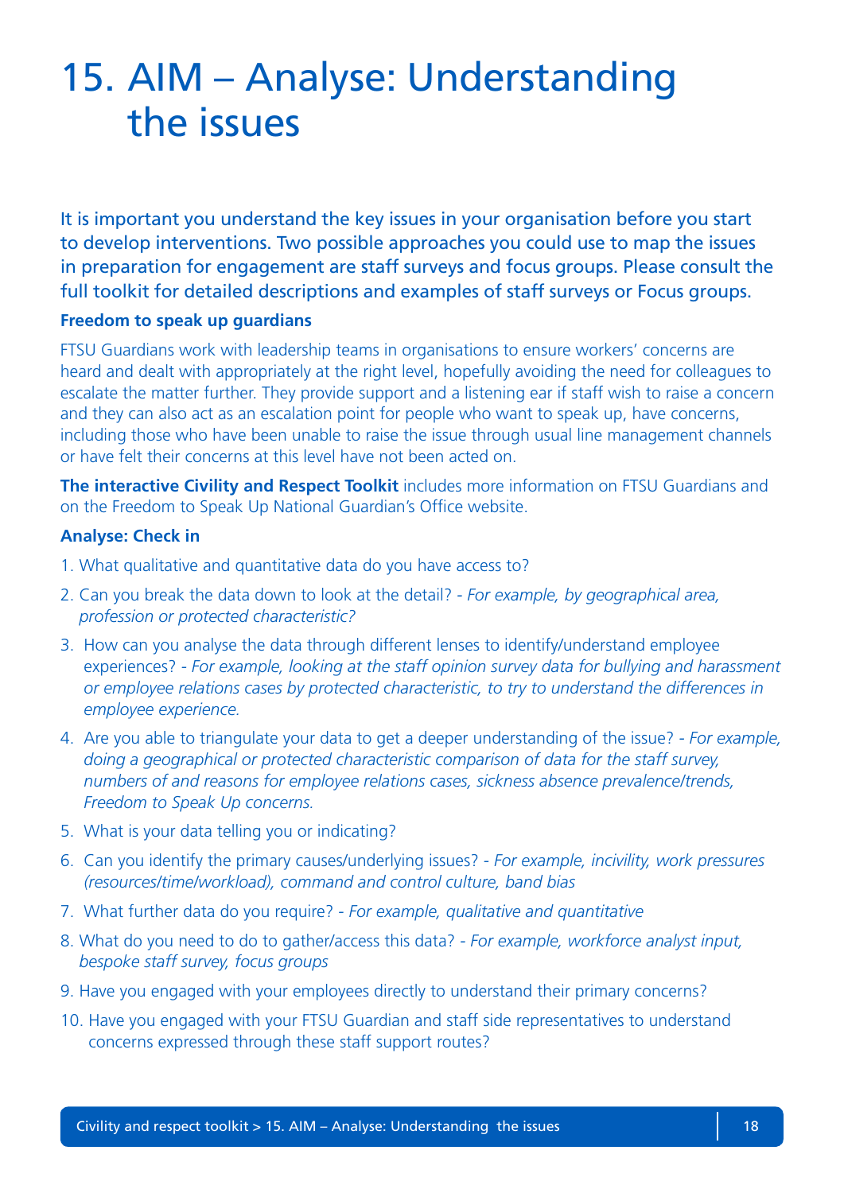# 15. AIM – Analyse: Understanding the issues

It is important you understand the key issues in your organisation before you start to develop interventions. Two possible approaches you could use to map the issues in preparation for engagement are staff surveys and focus groups. Please consult the full toolkit for detailed descriptions and examples of staff surveys or Focus groups.

**Freedom to speak up guardians**

FTSU Guardians work with leadership teams in organisations to ensure workers' concerns are heard and dealt with appropriately at the right level, hopefully avoiding the need for colleagues to escalate the matter further. They provide support and a listening ear if staff wish to raise a concern and they can also act as an escalation point for people who want to speak up, have concerns, including those who have been unable to raise the issue through usual line management channels or have felt their concerns at this level have not been acted on.

**The interactive Civility and Respect Toolkit** includes more information on FTSU Guardians and on the Freedom to Speak Up National Guardian's Office website.

**Analyse: Check in**

1. What qualitative and quantitative data do you have access to?
2. Can you break the data down to look at the detail? - *For example, by geographical area, profession or protected characteristic?*
3. How can you analyse the data through different lenses to identify/understand employee experiences? - *For example, looking at the staff opinion survey data for bullying and harassment or employee relations cases by protected characteristic, to try to understand the differences in employee experience.*
4. Are you able to triangulate your data to get a deeper understanding of the issue? - *For example, doing a geographical or protected characteristic comparison of data for the staff survey, numbers of and reasons for employee relations cases, sickness absence prevalence/trends, Freedom to Speak Up concerns.*
5. What is your data telling you or indicating?
6. Can you identify the primary causes/underlying issues? - *For example, incivility, work pressures (resources/time/workload), command and control culture, band bias*
7. What further data do you require? - *For example, qualitative and quantitative*
8. What do you need to do to gather/access this data? - *For example, workforce analyst input, bespoke staff survey, focus groups*
9. Have you engaged with your employees directly to understand their primary concerns?
10. Have you engaged with your FTSU Guardian and staff side representatives to understand concerns expressed through these staff support routes?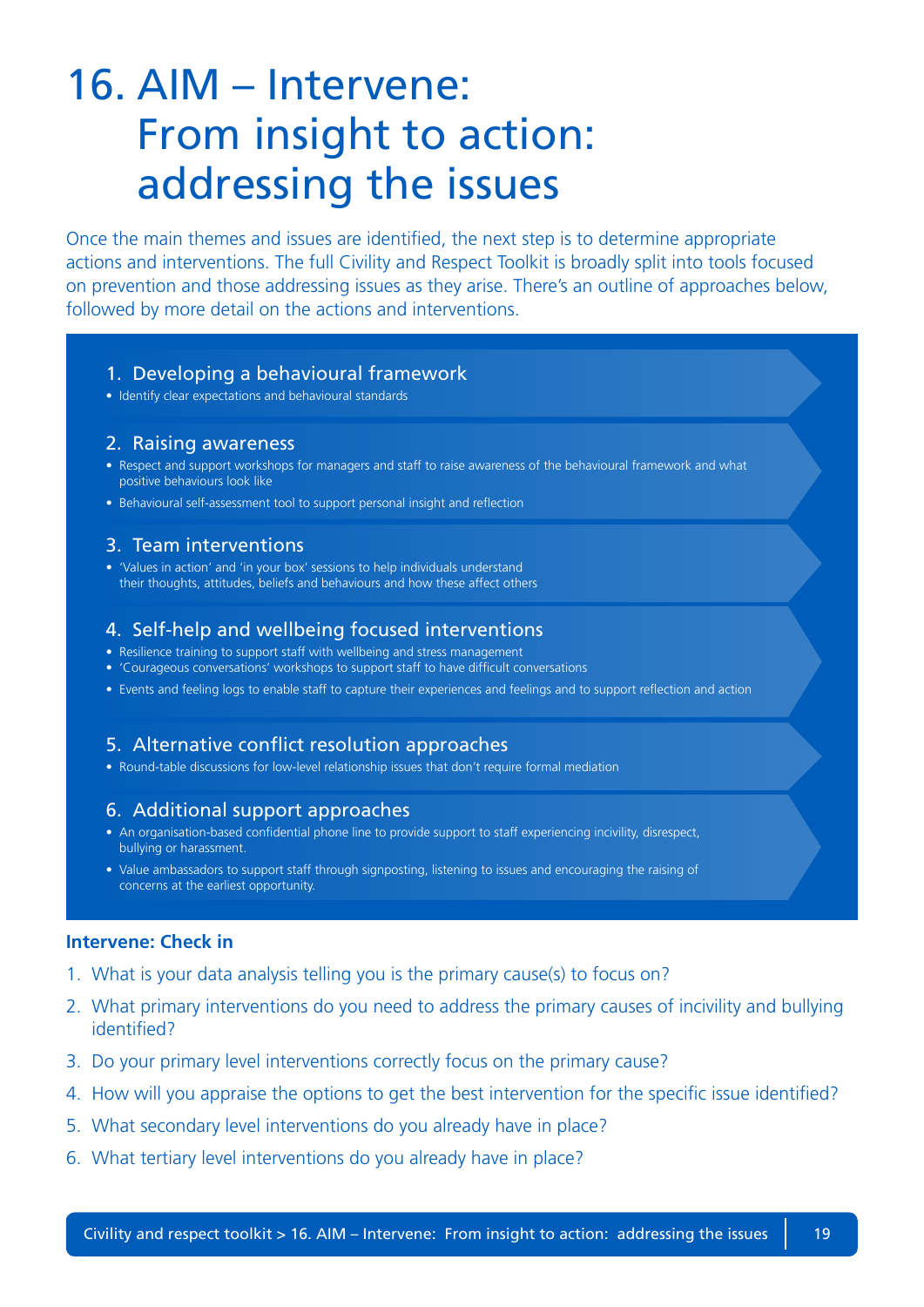# 16. AIM – Intervene: From insight to action: addressing the issues

Once the main themes and issues are identified, the next step is to determine appropriate actions and interventions. The full Civility and Respect Toolkit is broadly split into tools focused on prevention and those addressing issues as they arise. There's an outline of approaches below, followed by more detail on the actions and interventions.

### 1. Developing a behavioural framework

- Identify clear expectations and behavioural standards

### 2. Raising awareness

- Respect and support workshops for managers and staff to raise awareness of the behavioural framework and what positive behaviours look like
- Behavioural self-assessment tool to support personal insight and reflection

### 3. Team interventions

- 'Values in action' and 'in your box' sessions to help individuals understand their thoughts, attitudes, beliefs and behaviours and how these affect others

### 4. Self-help and wellbeing focused interventions

- Resilience training to support staff with wellbeing and stress management
- 'Courageous conversations' workshops to support staff to have difficult conversations
- Events and feeling logs to enable staff to capture their experiences and feelings and to support reflection and action

### 5. Alternative conflict resolution approaches

- Round-table discussions for low-level relationship issues that don't require formal mediation

### 6. Additional support approaches

- An organisation-based confidential phone line to provide support to staff experiencing incivility, disrespect, bullying or harassment.
- Value ambassadors to support staff through signposting, listening to issues and encouraging the raising of concerns at the earliest opportunity.

**Intervene: Check in**

1. What is your data analysis telling you is the primary cause(s) to focus on?
2. What primary interventions do you need to address the primary causes of incivility and bullying identified?
3. Do your primary level interventions correctly focus on the primary cause?
4. How will you appraise the options to get the best intervention for the specific issue identified?
5. What secondary level interventions do you already have in place?
6. What tertiary level interventions do you already have in place?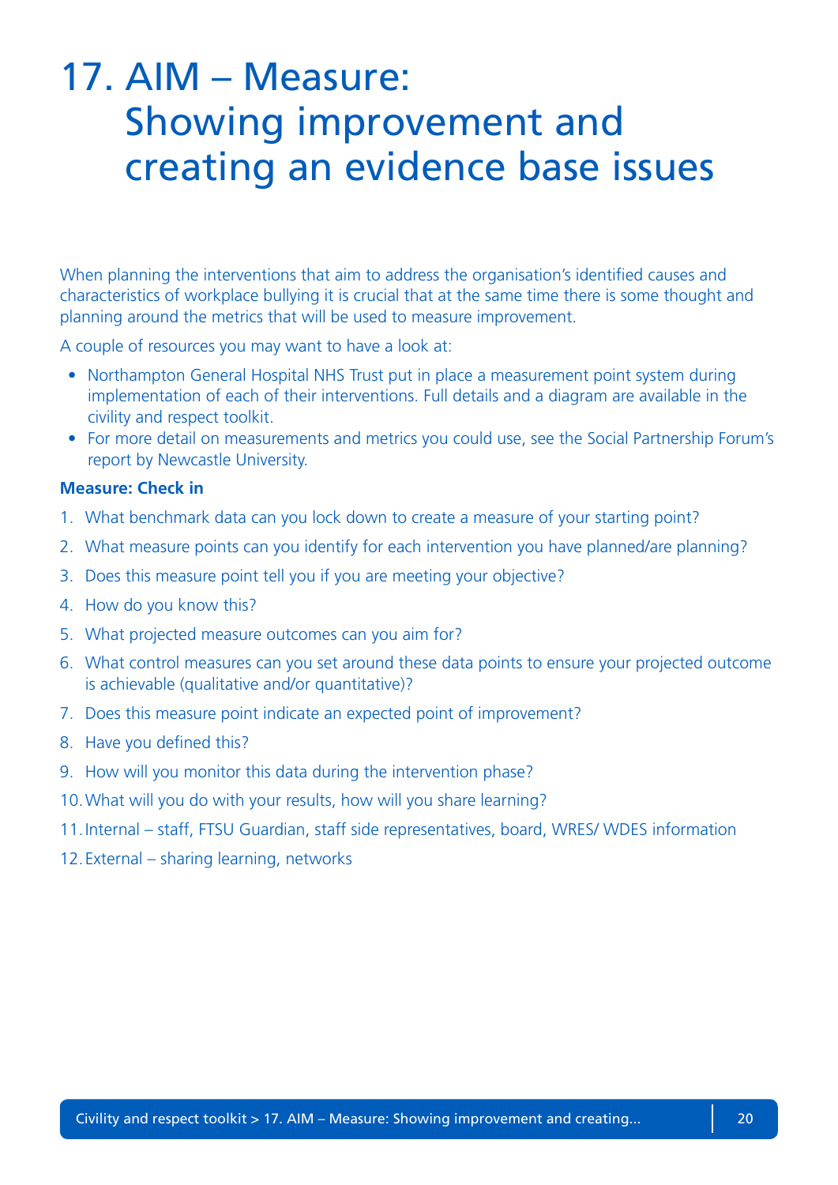# 17. AIM – Measure: Showing improvement and creating an evidence base issues

When planning the interventions that aim to address the organisation's identified causes and characteristics of workplace bullying it is crucial that at the same time there is some thought and planning around the metrics that will be used to measure improvement.

A couple of resources you may want to have a look at:

- Northampton General Hospital NHS Trust put in place a measurement point system during implementation of each of their interventions. Full details and a diagram are available in the civility and respect toolkit.
- For more detail on measurements and metrics you could use, see the Social Partnership Forum's report by Newcastle University.

**Measure: Check in**

1. What benchmark data can you lock down to create a measure of your starting point?
2. What measure points can you identify for each intervention you have planned/are planning?
3. Does this measure point tell you if you are meeting your objective?
4. How do you know this?
5. What projected measure outcomes can you aim for?
6. What control measures can you set around these data points to ensure your projected outcome is achievable (qualitative and/or quantitative)?
7. Does this measure point indicate an expected point of improvement?
8. Have you defined this?
9. How will you monitor this data during the intervention phase?
10. What will you do with your results, how will you share learning?
11. Internal – staff, FTSU Guardian, staff side representatives, board, WRES/ WDES information
12. External – sharing learning, networks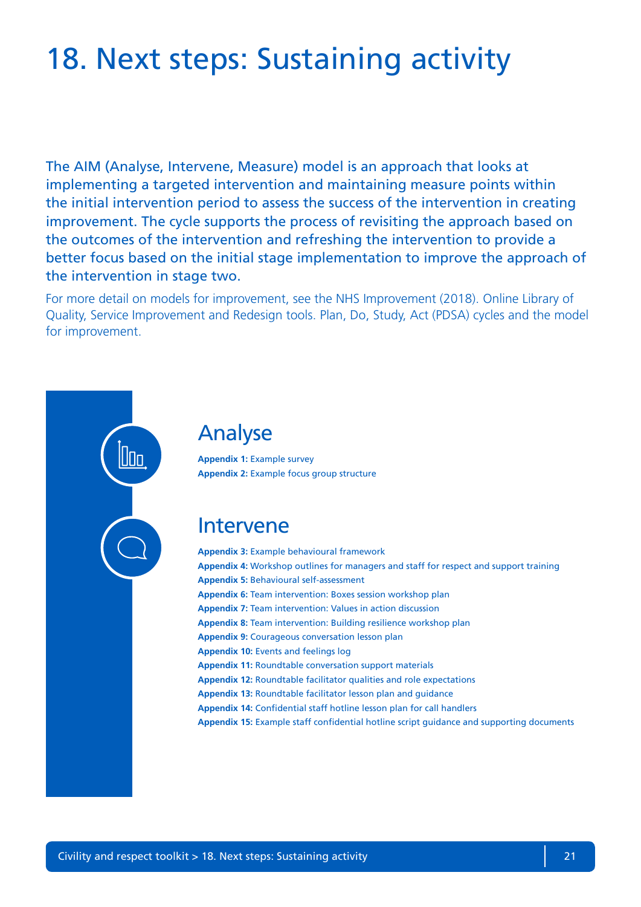# 18. Next steps: Sustaining activity

The AIM (Analyse, Intervene, Measure) model is an approach that looks at implementing a targeted intervention and maintaining measure points within the initial intervention period to assess the success of the intervention in creating improvement. The cycle supports the process of revisiting the approach based on the outcomes of the intervention and refreshing the intervention to provide a better focus based on the initial stage implementation to improve the approach of the intervention in stage two.

For more detail on models for improvement, see the NHS Improvement (2018). Online Library of Quality, Service Improvement and Redesign tools. Plan, Do, Study, Act (PDSA) cycles and the model for improvement.

## Analyse

**Appendix 1:** Example survey
**Appendix 2:** Example focus group structure

## Intervene

**Appendix 3:** Example behavioural framework
**Appendix 4:** Workshop outlines for managers and staff for respect and support training
**Appendix 5:** Behavioural self-assessment
**Appendix 6:** Team intervention: Boxes session workshop plan
**Appendix 7:** Team intervention: Values in action discussion
**Appendix 8:** Team intervention: Building resilience workshop plan
**Appendix 9:** Courageous conversation lesson plan
**Appendix 10:** Events and feelings log
**Appendix 11:** Roundtable conversation support materials
**Appendix 12:** Roundtable facilitator qualities and role expectations
**Appendix 13:** Roundtable facilitator lesson plan and guidance
**Appendix 14:** Confidential staff hotline lesson plan for call handlers
**Appendix 15:** Example staff confidential hotline script guidance and supporting documents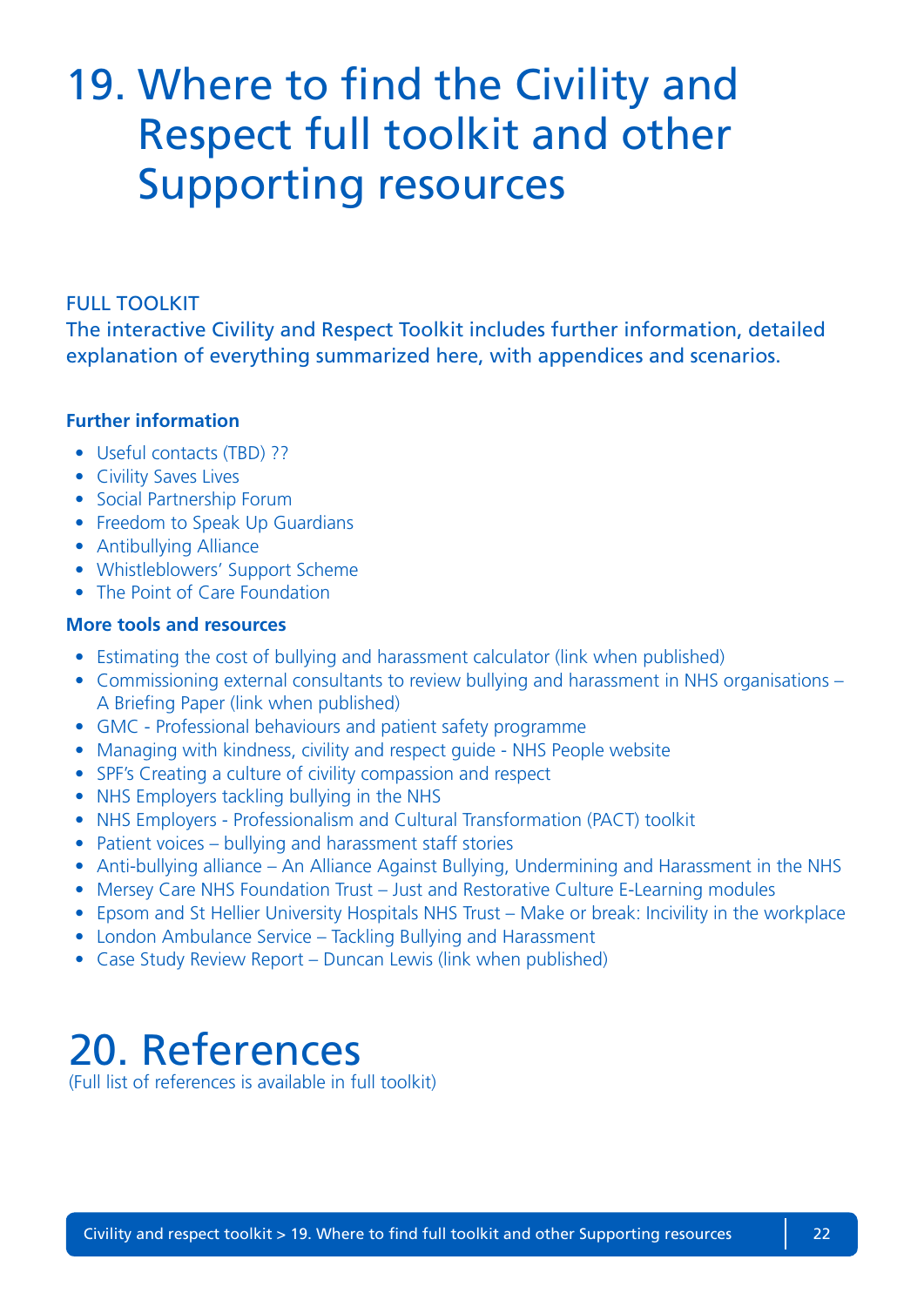# 19. Where to find the Civility and Respect full toolkit and other Supporting resources

FULL TOOLKIT

The interactive Civility and Respect Toolkit includes further information, detailed explanation of everything summarized here, with appendices and scenarios.

**Further information**

- Useful contacts (TBD) ??
- Civility Saves Lives
- Social Partnership Forum
- Freedom to Speak Up Guardians
- Antibullying Alliance
- Whistleblowers' Support Scheme
- The Point of Care Foundation

**More tools and resources**

- Estimating the cost of bullying and harassment calculator (link when published)
- Commissioning external consultants to review bullying and harassment in NHS organisations – A Briefing Paper (link when published)
- GMC - Professional behaviours and patient safety programme
- Managing with kindness, civility and respect guide - NHS People website
- SPF's Creating a culture of civility compassion and respect
- NHS Employers tackling bullying in the NHS
- NHS Employers - Professionalism and Cultural Transformation (PACT) toolkit
- Patient voices – bullying and harassment staff stories
- Anti-bullying alliance – An Alliance Against Bullying, Undermining and Harassment in the NHS
- Mersey Care NHS Foundation Trust – Just and Restorative Culture E-Learning modules
- Epsom and St Hellier University Hospitals NHS Trust – Make or break: Incivility in the workplace
- London Ambulance Service – Tackling Bullying and Harassment
- Case Study Review Report – Duncan Lewis (link when published)

# 20. References

(Full list of references is available in full toolkit)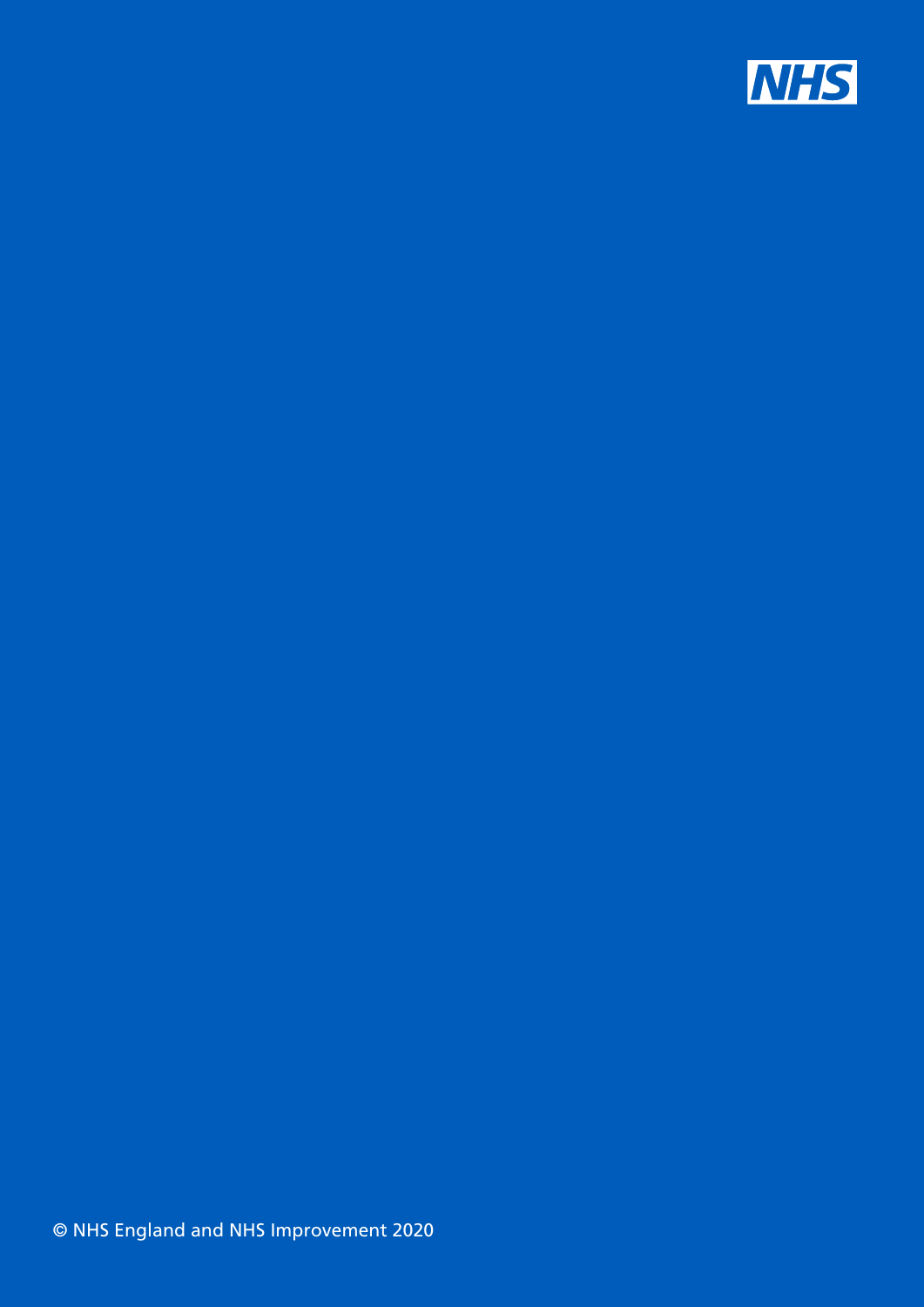© NHS England and NHS Improvement 2020